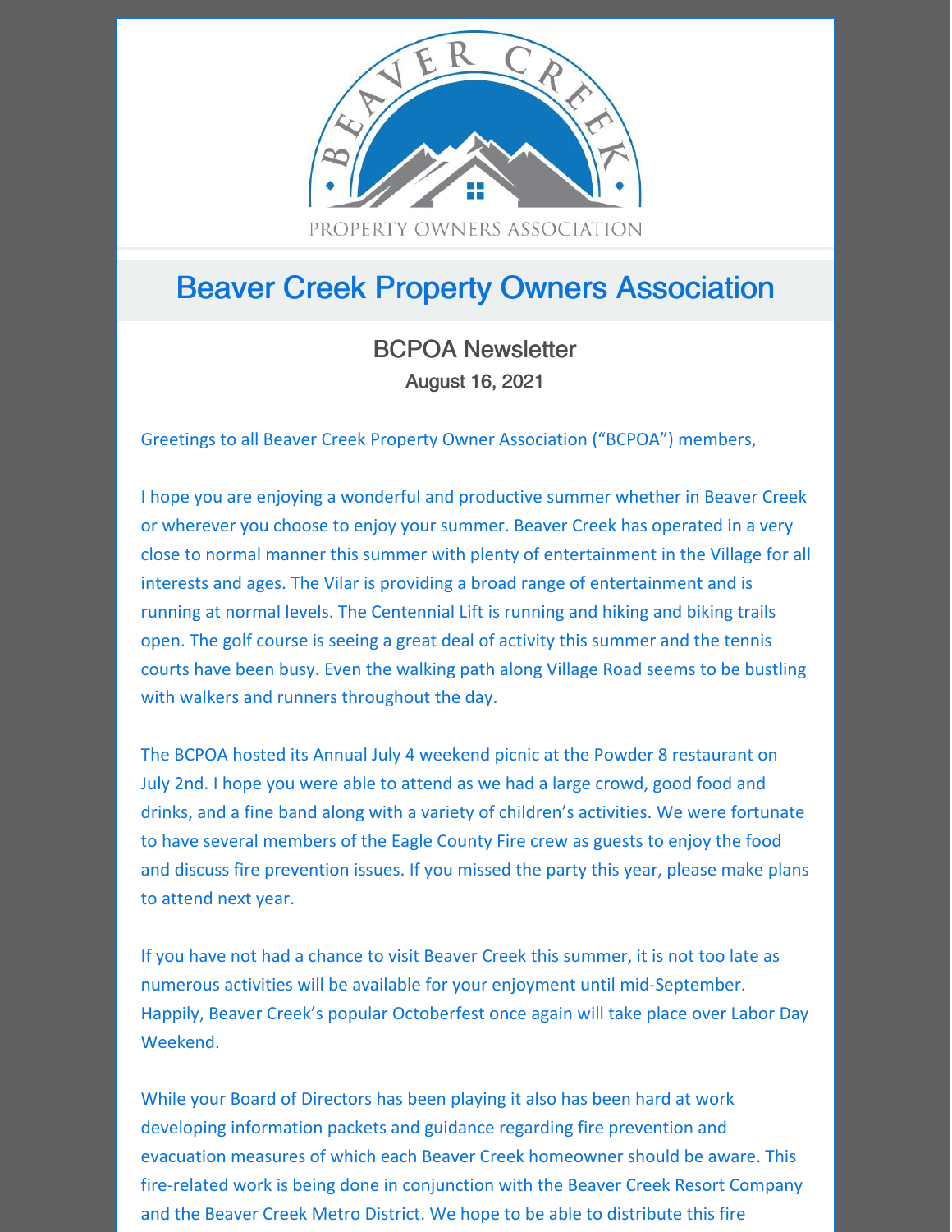BEAVER CREEK

PROPERTY OWNERS ASSOCIATION

# Beaver Creek Property Owners Association

## BCPOA Newsletter

August 16, 2021

Greetings to all Beaver Creek Property Owner Association ("BCPOA") members,

I hope you are enjoying a wonderful and productive summer whether in Beaver Creek or wherever you choose to enjoy your summer. Beaver Creek has operated in a very close to normal manner this summer with plenty of entertainment in the Village for all interests and ages. The Vilar is providing a broad range of entertainment and is running at normal levels. The Centennial Lift is running and hiking and biking trails open. The golf course is seeing a great deal of activity this summer and the tennis courts have been busy. Even the walking path along Village Road seems to be bustling with walkers and runners throughout the day.

The BCPOA hosted its Annual July 4 weekend picnic at the Powder 8 restaurant on July 2nd. I hope you were able to attend as we had a large crowd, good food and drinks, and a fine band along with a variety of children's activities. We were fortunate to have several members of the Eagle County Fire crew as guests to enjoy the food and discuss fire prevention issues. If you missed the party this year, please make plans to attend next year.

If you have not had a chance to visit Beaver Creek this summer, it is not too late as numerous activities will be available for your enjoyment until mid-September. Happily, Beaver Creek's popular Octoberfest once again will take place over Labor Day Weekend.

While your Board of Directors has been playing it also has been hard at work developing information packets and guidance regarding fire prevention and evacuation measures of which each Beaver Creek homeowner should be aware. This fire-related work is being done in conjunction with the Beaver Creek Resort Company and the Beaver Creek Metro District. We hope to be able to distribute this fire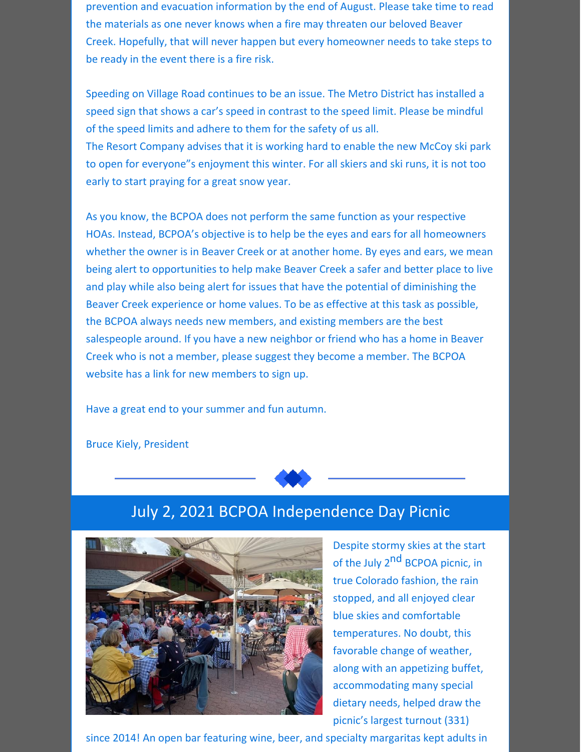prevention and evacuation information by the end of August. Please take time to read the materials as one never knows when a fire may threaten our beloved Beaver Creek. Hopefully, that will never happen but every homeowner needs to take steps to be ready in the event there is a fire risk.

Speeding on Village Road continues to be an issue. The Metro District has installed a speed sign that shows a car's speed in contrast to the speed limit. Please be mindful of the speed limits and adhere to them for the safety of us all.
The Resort Company advises that it is working hard to enable the new McCoy ski park to open for everyone"s enjoyment this winter. For all skiers and ski runs, it is not too early to start praying for a great snow year.

As you know, the BCPOA does not perform the same function as your respective HOAs. Instead, BCPOA's objective is to help be the eyes and ears for all homeowners whether the owner is in Beaver Creek or at another home. By eyes and ears, we mean being alert to opportunities to help make Beaver Creek a safer and better place to live and play while also being alert for issues that have the potential of diminishing the Beaver Creek experience or home values. To be as effective at this task as possible, the BCPOA always needs new members, and existing members are the best salespeople around. If you have a new neighbor or friend who has a home in Beaver Creek who is not a member, please suggest they become a member. The BCPOA website has a link for new members to sign up.

Have a great end to your summer and fun autumn.

Bruce Kiely, President

## July 2, 2021 BCPOA Independence Day Picnic

Despite stormy skies at the start of the July 2nd BCPOA picnic, in true Colorado fashion, the rain stopped, and all enjoyed clear blue skies and comfortable temperatures. No doubt, this favorable change of weather, along with an appetizing buffet, accommodating many special dietary needs, helped draw the picnic's largest turnout (331) since 2014! An open bar featuring wine, beer, and specialty margaritas kept adults in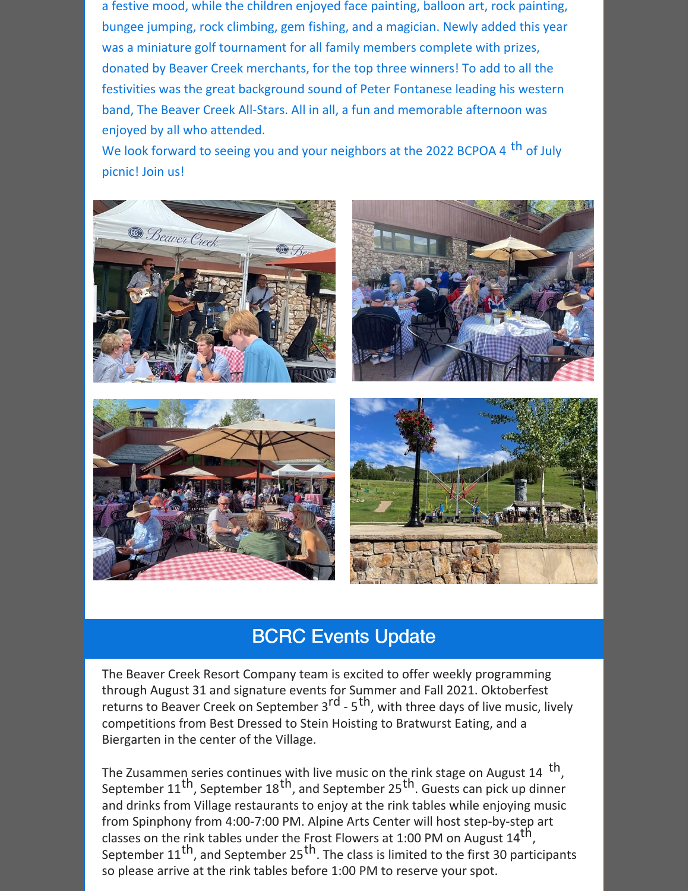a festive mood, while the children enjoyed face painting, balloon art, rock painting, bungee jumping, rock climbing, gem fishing, and a magician. Newly added this year was a miniature golf tournament for all family members complete with prizes, donated by Beaver Creek merchants, for the top three winners! To add to all the festivities was the great background sound of Peter Fontanese leading his western band, The Beaver Creek All-Stars. All in all, a fun and memorable afternoon was enjoyed by all who attended.

We look forward to seeing you and your neighbors at the 2022 BCPOA 4th of July picnic! Join us!

## BCRC Events Update

The Beaver Creek Resort Company team is excited to offer weekly programming through August 31 and signature events for Summer and Fall 2021. Oktoberfest returns to Beaver Creek on September 3rd - 5th, with three days of live music, lively competitions from Best Dressed to Stein Hoisting to Bratwurst Eating, and a Biergarten in the center of the Village.

The Zusammen series continues with live music on the rink stage on August 14th, September 11th, September 18th, and September 25th. Guests can pick up dinner and drinks from Village restaurants to enjoy at the rink tables while enjoying music from Spinphony from 4:00-7:00 PM. Alpine Arts Center will host step-by-step art classes on the rink tables under the Frost Flowers at 1:00 PM on August 14th, September 11th, and September 25th. The class is limited to the first 30 participants so please arrive at the rink tables before 1:00 PM to reserve your spot.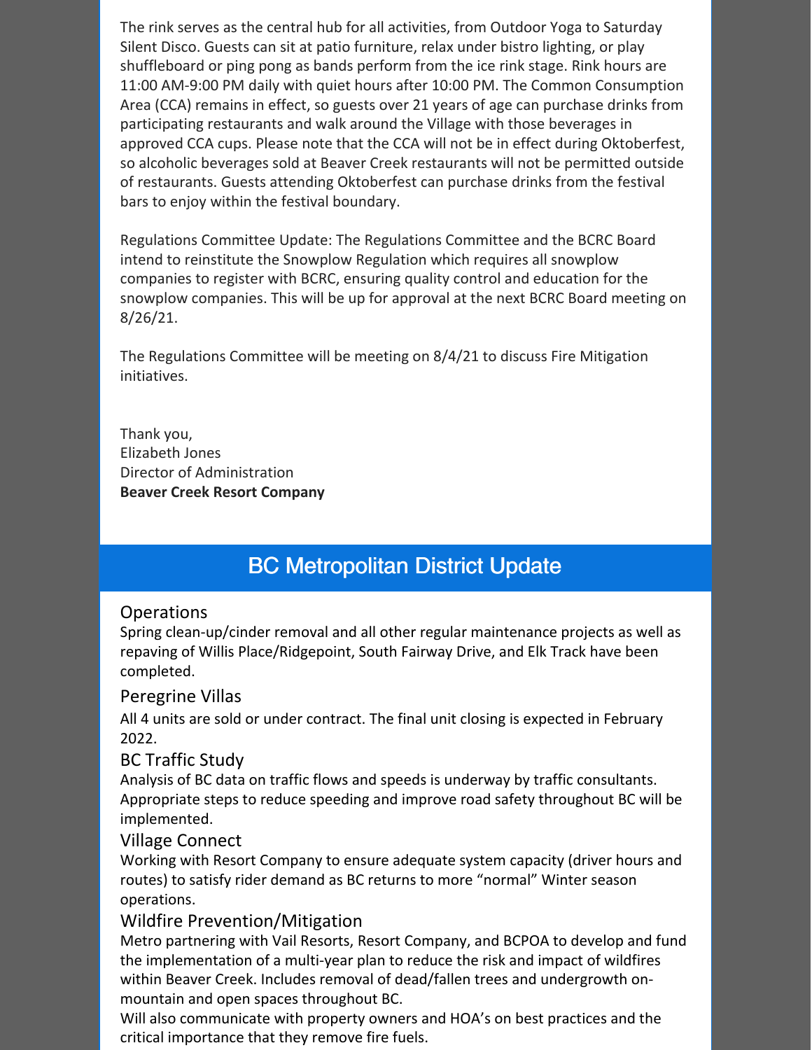The rink serves as the central hub for all activities, from Outdoor Yoga to Saturday Silent Disco. Guests can sit at patio furniture, relax under bistro lighting, or play shuffleboard or ping pong as bands perform from the ice rink stage. Rink hours are 11:00 AM-9:00 PM daily with quiet hours after 10:00 PM. The Common Consumption Area (CCA) remains in effect, so guests over 21 years of age can purchase drinks from participating restaurants and walk around the Village with those beverages in approved CCA cups. Please note that the CCA will not be in effect during Oktoberfest, so alcoholic beverages sold at Beaver Creek restaurants will not be permitted outside of restaurants. Guests attending Oktoberfest can purchase drinks from the festival bars to enjoy within the festival boundary.

Regulations Committee Update: The Regulations Committee and the BCRC Board intend to reinstitute the Snowplow Regulation which requires all snowplow companies to register with BCRC, ensuring quality control and education for the snowplow companies. This will be up for approval at the next BCRC Board meeting on 8/26/21.

The Regulations Committee will be meeting on 8/4/21 to discuss Fire Mitigation initiatives.

Thank you,
Elizabeth Jones
Director of Administration
**Beaver Creek Resort Company**

## BC Metropolitan District Update

### Operations

Spring clean-up/cinder removal and all other regular maintenance projects as well as repaving of Willis Place/Ridgepoint, South Fairway Drive, and Elk Track have been completed.

### Peregrine Villas

All 4 units are sold or under contract. The final unit closing is expected in February 2022.

### BC Traffic Study

Analysis of BC data on traffic flows and speeds is underway by traffic consultants. Appropriate steps to reduce speeding and improve road safety throughout BC will be implemented.

### Village Connect

Working with Resort Company to ensure adequate system capacity (driver hours and routes) to satisfy rider demand as BC returns to more "normal" Winter season operations.

### Wildfire Prevention/Mitigation

Metro partnering with Vail Resorts, Resort Company, and BCPOA to develop and fund the implementation of a multi-year plan to reduce the risk and impact of wildfires within Beaver Creek. Includes removal of dead/fallen trees and undergrowth on-mountain and open spaces throughout BC.

Will also communicate with property owners and HOA's on best practices and the critical importance that they remove fire fuels.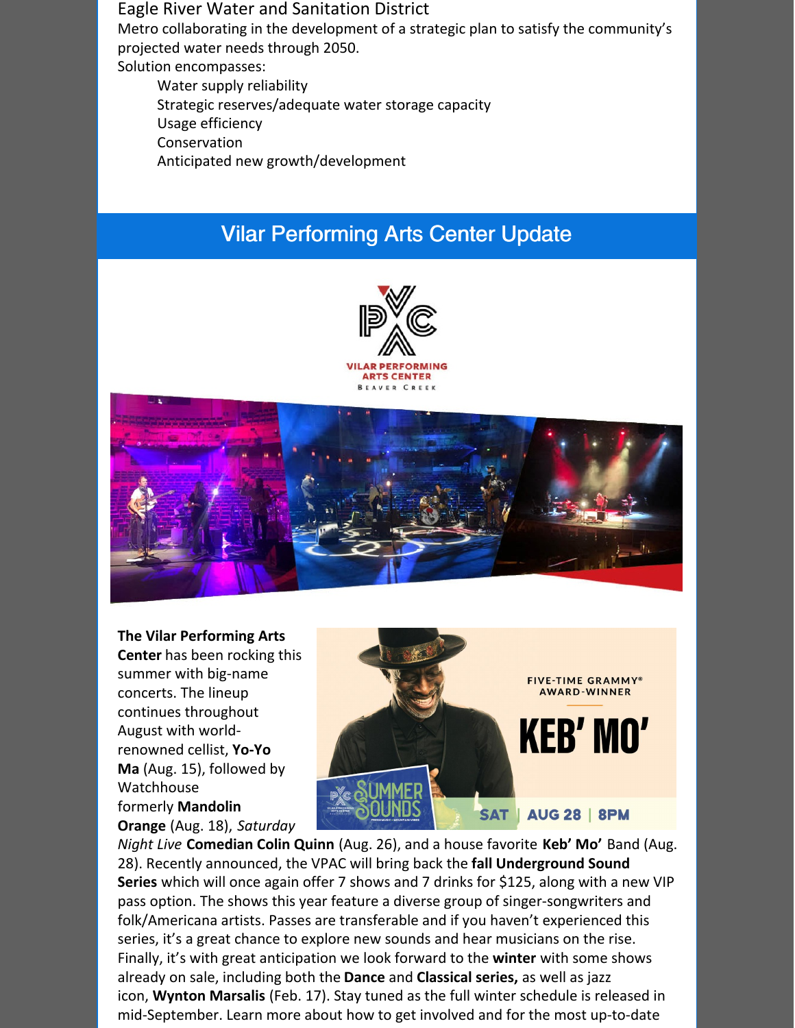Eagle River Water and Sanitation District

Metro collaborating in the development of a strategic plan to satisfy the community's projected water needs through 2050.

Solution encompasses:

- Water supply reliability
- Strategic reserves/adequate water storage capacity
- Usage efficiency
- Conservation
- Anticipated new growth/development

## Vilar Performing Arts Center Update

**The Vilar Performing Arts Center** has been rocking this summer with big-name concerts. The lineup continues throughout August with world-renowned cellist, **Yo-Yo Ma** (Aug. 15), followed by Watchhouse formerly **Mandolin Orange** (Aug. 18), *Saturday Night Live* **Comedian Colin Quinn** (Aug. 26), and a house favorite **Keb' Mo'** Band (Aug. 28). Recently announced, the VPAC will bring back the **fall Underground Sound Series** which will once again offer 7 shows and 7 drinks for $125, along with a new VIP pass option. The shows this year feature a diverse group of singer-songwriters and folk/Americana artists. Passes are transferable and if you haven't experienced this series, it's a great chance to explore new sounds and hear musicians on the rise. Finally, it's with great anticipation we look forward to the **winter** with some shows already on sale, including both the **Dance** and **Classical series,** as well as jazz icon, **Wynton Marsalis** (Feb. 17). Stay tuned as the full winter schedule is released in mid-September. Learn more about how to get involved and for the most up-to-date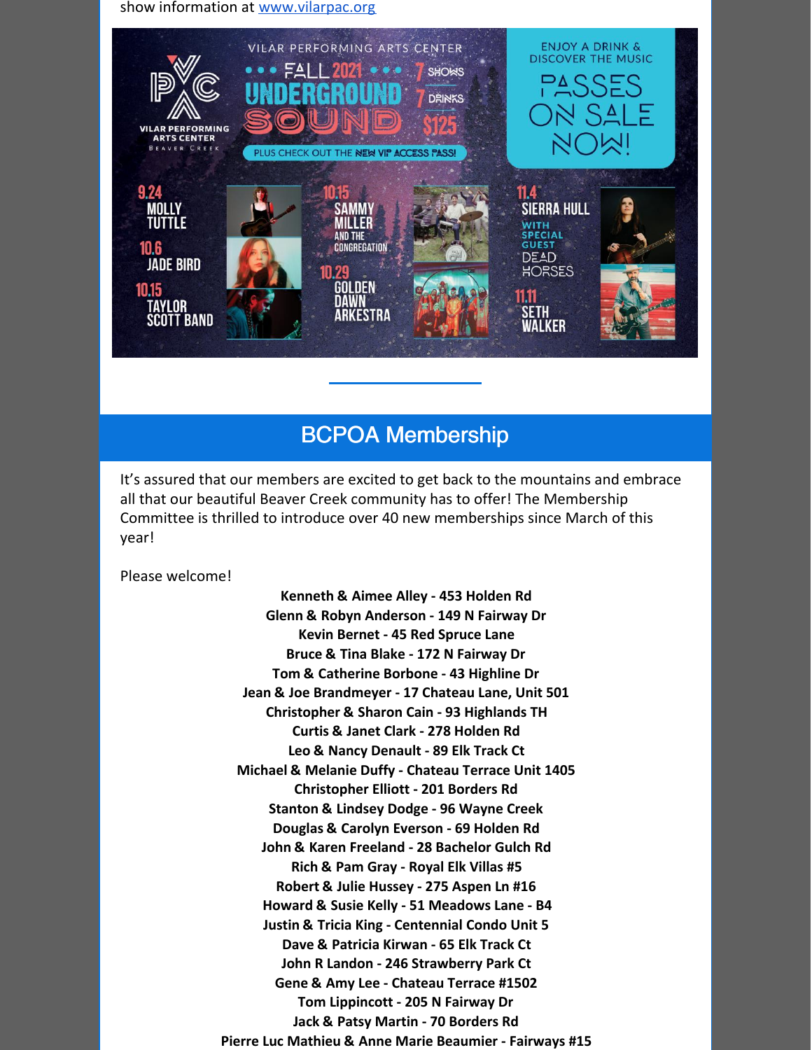show information at www.vilarpac.org

VILAR PERFORMING ARTS CENTER

FALL 2021 UNDERGROUND SOUND

7 SHOWS 7 DRINKS $125

PLUS CHECK OUT THE NEW VIP ACCESS PASS!

VILAR PERFORMING ARTS CENTER BEAVER CREEK

ENJOY A DRINK & DISCOVER THE MUSIC

PASSES ON SALE NOW!

9.24 MOLLY TUTTLE

10.6 JADE BIRD

10.15 TAYLOR SCOTT BAND

10.15 SAMMY MILLER AND THE CONGREGATION

10.29 GOLDEN DAWN ARKESTRA

11.4 SIERRA HULL WITH SPECIAL GUEST DEAD HORSES

11.11 SETH WALKER

## BCPOA Membership

It's assured that our members are excited to get back to the mountains and embrace all that our beautiful Beaver Creek community has to offer! The Membership Committee is thrilled to introduce over 40 new memberships since March of this year!

Please welcome!

**Kenneth & Aimee Alley - 453 Holden Rd**
**Glenn & Robyn Anderson - 149 N Fairway Dr**
**Kevin Bernet - 45 Red Spruce Lane**
**Bruce & Tina Blake - 172 N Fairway Dr**
**Tom & Catherine Borbone - 43 Highline Dr**
**Jean & Joe Brandmeyer - 17 Chateau Lane, Unit 501**
**Christopher & Sharon Cain - 93 Highlands TH**
**Curtis & Janet Clark - 278 Holden Rd**
**Leo & Nancy Denault - 89 Elk Track Ct**
**Michael & Melanie Duffy - Chateau Terrace Unit 1405**
**Christopher Elliott - 201 Borders Rd**
**Stanton & Lindsey Dodge - 96 Wayne Creek**
**Douglas & Carolyn Everson - 69 Holden Rd**
**John & Karen Freeland - 28 Bachelor Gulch Rd**
**Rich & Pam Gray - Royal Elk Villas #5**
**Robert & Julie Hussey - 275 Aspen Ln #16**
**Howard & Susie Kelly - 51 Meadows Lane - B4**
**Justin & Tricia King - Centennial Condo Unit 5**
**Dave & Patricia Kirwan - 65 Elk Track Ct**
**John R Landon - 246 Strawberry Park Ct**
**Gene & Amy Lee - Chateau Terrace #1502**
**Tom Lippincott - 205 N Fairway Dr**
**Jack & Patsy Martin - 70 Borders Rd**
**Pierre Luc Mathieu & Anne Marie Beaumier - Fairways #15**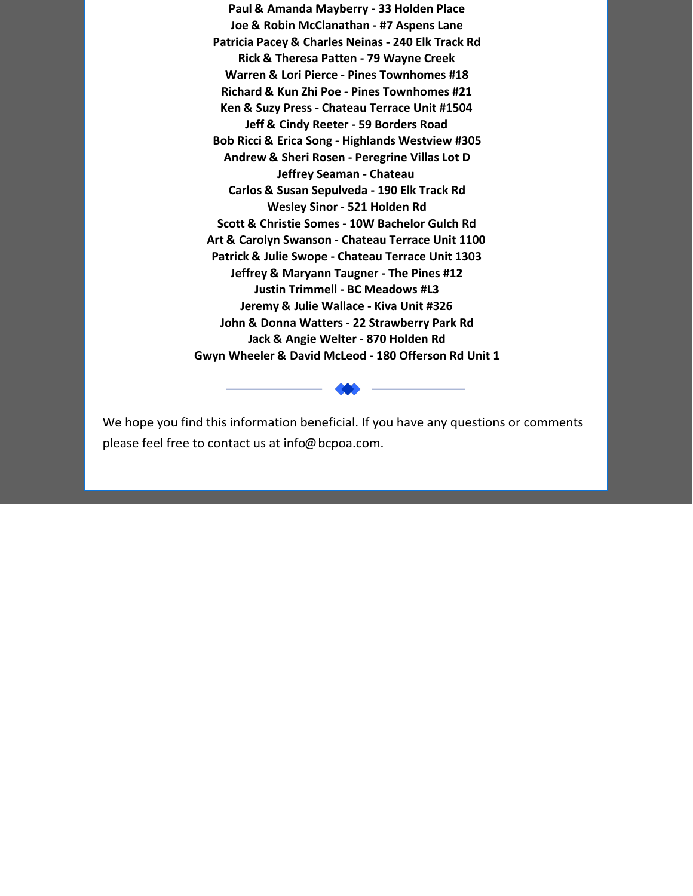**Paul & Amanda Mayberry - 33 Holden Place**
**Joe & Robin McClanathan - #7 Aspens Lane**
**Patricia Pacey & Charles Neinas - 240 Elk Track Rd**
**Rick & Theresa Patten - 79 Wayne Creek**
**Warren & Lori Pierce - Pines Townhomes #18**
**Richard & Kun Zhi Poe - Pines Townhomes #21**
**Ken & Suzy Press - Chateau Terrace Unit #1504**
**Jeff & Cindy Reeter - 59 Borders Road**
**Bob Ricci & Erica Song - Highlands Westview #305**
**Andrew & Sheri Rosen - Peregrine Villas Lot D**
**Jeffrey Seaman - Chateau**
**Carlos & Susan Sepulveda - 190 Elk Track Rd**
**Wesley Sinor - 521 Holden Rd**
**Scott & Christie Somes - 10W Bachelor Gulch Rd**
**Art & Carolyn Swanson - Chateau Terrace Unit 1100**
**Patrick & Julie Swope - Chateau Terrace Unit 1303**
**Jeffrey & Maryann Taugner - The Pines #12**
**Justin Trimmell - BC Meadows #L3**
**Jeremy & Julie Wallace - Kiva Unit #326**
**John & Donna Watters - 22 Strawberry Park Rd**
**Jack & Angie Welter - 870 Holden Rd**
**Gwyn Wheeler & David McLeod - 180 Offerson Rd Unit 1**

---

We hope you find this information beneficial. If you have any questions or comments please feel free to contact us at info@bcpoa.com.